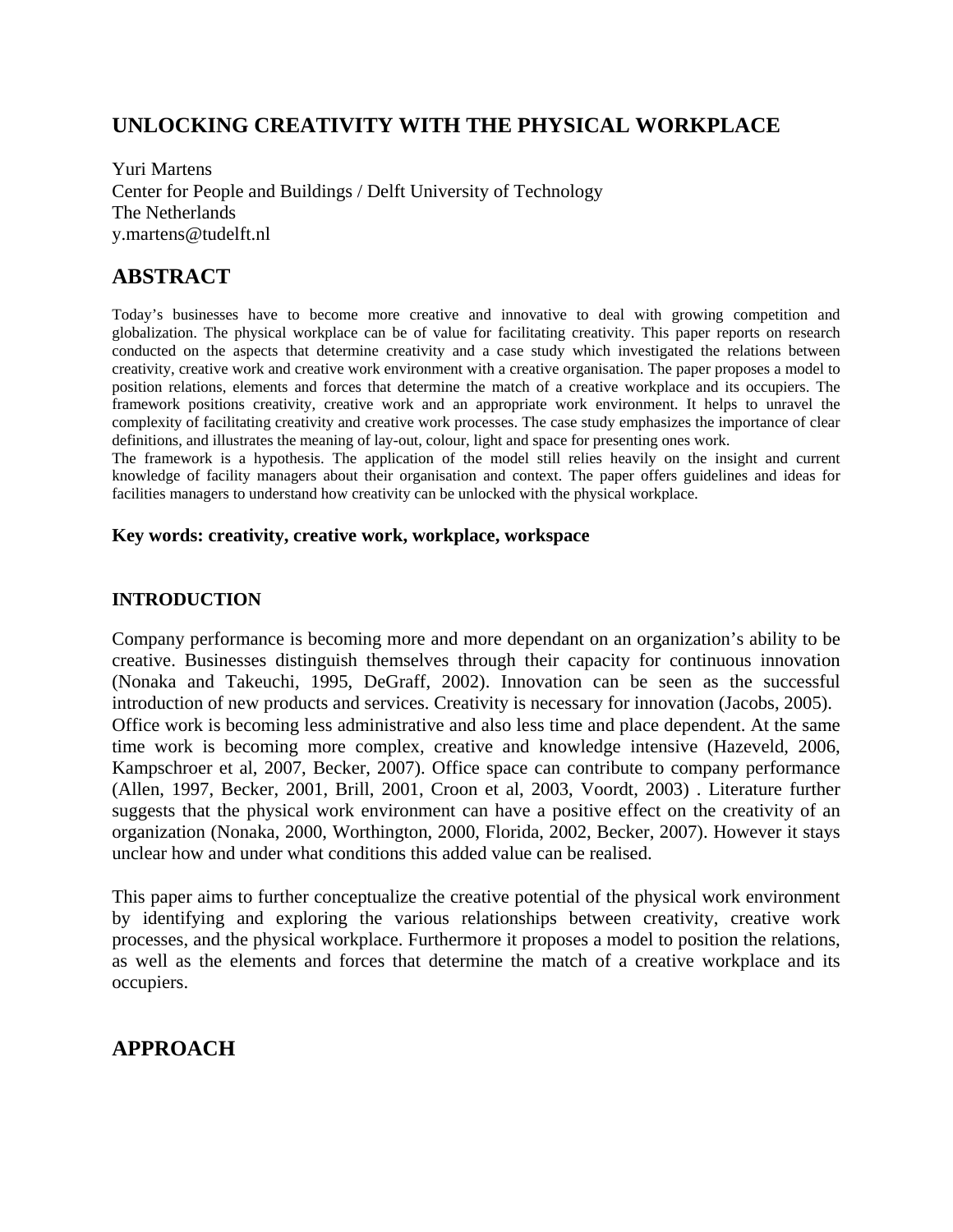# UNLOCKING CREATIVITY WITH THE PHYSICAL WORKPLACE

Yuri Martens
Center for People and Buildings / Delft University of Technology
The Netherlands
y.martens@tudelft.nl

## ABSTRACT

Today's businesses have to become more creative and innovative to deal with growing competition and globalization. The physical workplace can be of value for facilitating creativity. This paper reports on research conducted on the aspects that determine creativity and a case study which investigated the relations between creativity, creative work and creative work environment with a creative organisation. The paper proposes a model to position relations, elements and forces that determine the match of a creative workplace and its occupiers. The framework positions creativity, creative work and an appropriate work environment. It helps to unravel the complexity of facilitating creativity and creative work processes. The case study emphasizes the importance of clear definitions, and illustrates the meaning of lay-out, colour, light and space for presenting ones work.
The framework is a hypothesis. The application of the model still relies heavily on the insight and current knowledge of facility managers about their organisation and context. The paper offers guidelines and ideas for facilities managers to understand how creativity can be unlocked with the physical workplace.

**Key words: creativity, creative work, workplace, workspace**

### INTRODUCTION

Company performance is becoming more and more dependant on an organization's ability to be creative. Businesses distinguish themselves through their capacity for continuous innovation (Nonaka and Takeuchi, 1995, DeGraff, 2002). Innovation can be seen as the successful introduction of new products and services. Creativity is necessary for innovation (Jacobs, 2005).
Office work is becoming less administrative and also less time and place dependent. At the same time work is becoming more complex, creative and knowledge intensive (Hazeveld, 2006, Kampschroer et al, 2007, Becker, 2007). Office space can contribute to company performance (Allen, 1997, Becker, 2001, Brill, 2001, Croon et al, 2003, Voordt, 2003) . Literature further suggests that the physical work environment can have a positive effect on the creativity of an organization (Nonaka, 2000, Worthington, 2000, Florida, 2002, Becker, 2007). However it stays unclear how and under what conditions this added value can be realised.

This paper aims to further conceptualize the creative potential of the physical work environment by identifying and exploring the various relationships between creativity, creative work processes, and the physical workplace. Furthermore it proposes a model to position the relations, as well as the elements and forces that determine the match of a creative workplace and its occupiers.

## APPROACH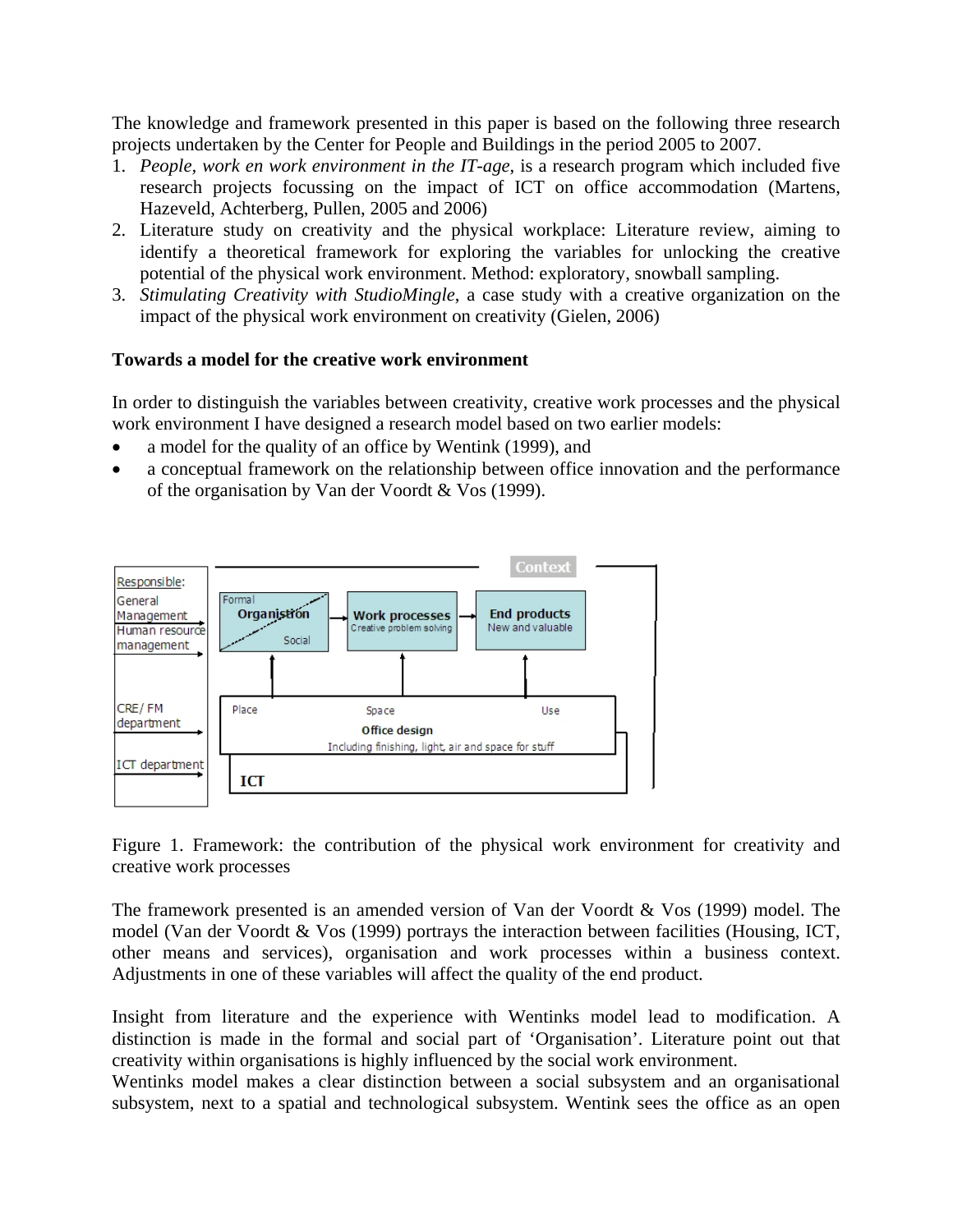The knowledge and framework presented in this paper is based on the following three research projects undertaken by the Center for People and Buildings in the period 2005 to 2007.

1. *People, work en work environment in the IT-age*, is a research program which included five research projects focussing on the impact of ICT on office accommodation (Martens, Hazeveld, Achterberg, Pullen, 2005 and 2006)
2. Literature study on creativity and the physical workplace: Literature review, aiming to identify a theoretical framework for exploring the variables for unlocking the creative potential of the physical work environment. Method: exploratory, snowball sampling.
3. *Stimulating Creativity with StudioMingle*, a case study with a creative organization on the impact of the physical work environment on creativity (Gielen, 2006)

**Towards a model for the creative work environment**

In order to distinguish the variables between creativity, creative work processes and the physical work environment I have designed a research model based on two earlier models:

- a model for the quality of an office by Wentink (1999), and
- a conceptual framework on the relationship between office innovation and the performance of the organisation by Van der Voordt & Vos (1999).

Figure 1. Framework: the contribution of the physical work environment for creativity and creative work processes

The framework presented is an amended version of Van der Voordt & Vos (1999) model. The model (Van der Voordt & Vos (1999) portrays the interaction between facilities (Housing, ICT, other means and services), organisation and work processes within a business context. Adjustments in one of these variables will affect the quality of the end product.

Insight from literature and the experience with Wentinks model lead to modification. A distinction is made in the formal and social part of 'Organisation'. Literature point out that creativity within organisations is highly influenced by the social work environment.
Wentinks model makes a clear distinction between a social subsystem and an organisational subsystem, next to a spatial and technological subsystem. Wentink sees the office as an open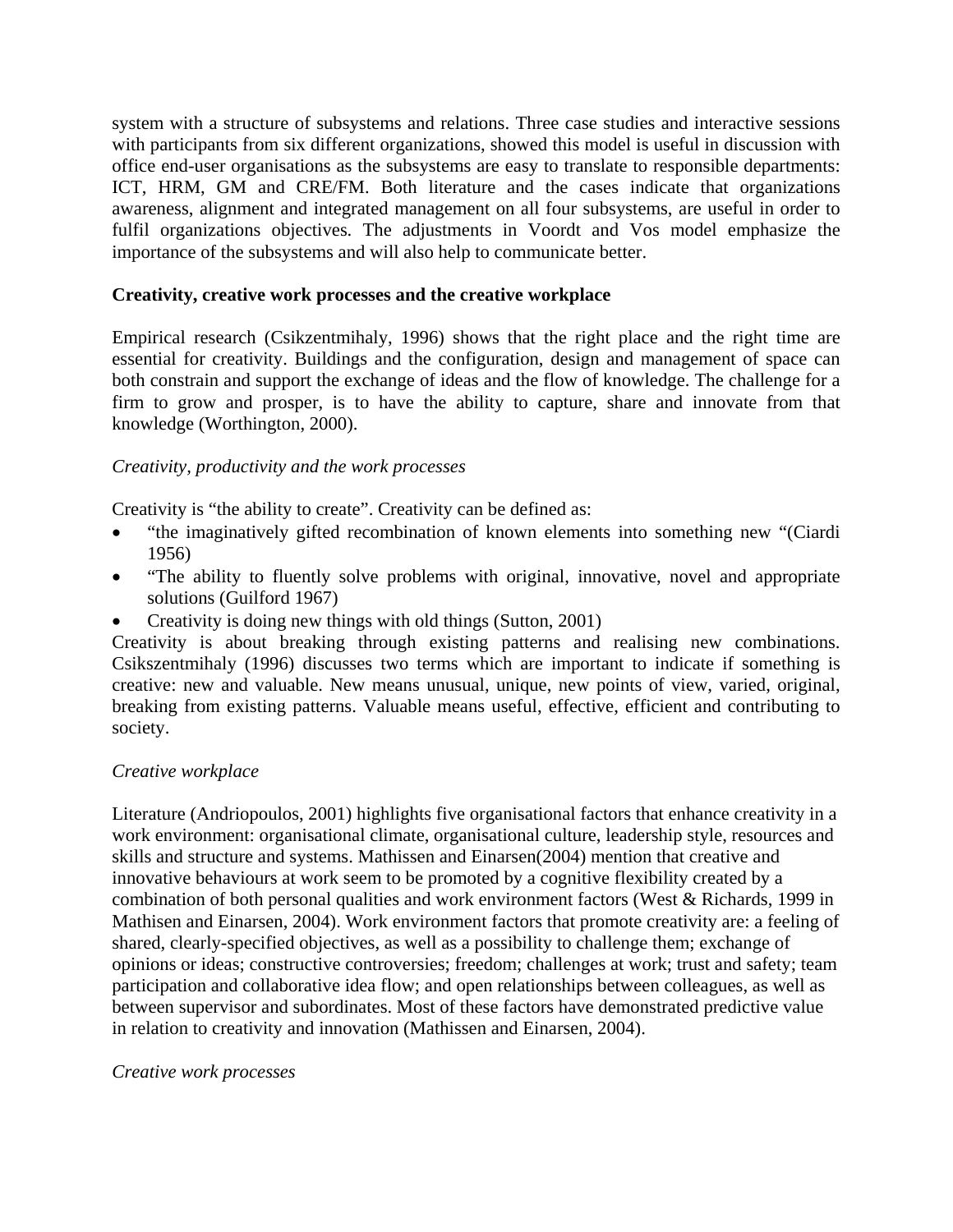system with a structure of subsystems and relations. Three case studies and interactive sessions with participants from six different organizations, showed this model is useful in discussion with office end-user organisations as the subsystems are easy to translate to responsible departments: ICT, HRM, GM and CRE/FM. Both literature and the cases indicate that organizations awareness, alignment and integrated management on all four subsystems, are useful in order to fulfil organizations objectives. The adjustments in Voordt and Vos model emphasize the importance of the subsystems and will also help to communicate better.

**Creativity, creative work processes and the creative workplace**

Empirical research (Csikzentmihaly, 1996) shows that the right place and the right time are essential for creativity. Buildings and the configuration, design and management of space can both constrain and support the exchange of ideas and the flow of knowledge. The challenge for a firm to grow and prosper, is to have the ability to capture, share and innovate from that knowledge (Worthington, 2000).

*Creativity, productivity and the work processes*

Creativity is "the ability to create". Creativity can be defined as:

- "the imaginatively gifted recombination of known elements into something new "(Ciardi 1956)
- "The ability to fluently solve problems with original, innovative, novel and appropriate solutions (Guilford 1967)
- Creativity is doing new things with old things (Sutton, 2001)

Creativity is about breaking through existing patterns and realising new combinations. Csikszentmihaly (1996) discusses two terms which are important to indicate if something is creative: new and valuable. New means unusual, unique, new points of view, varied, original, breaking from existing patterns. Valuable means useful, effective, efficient and contributing to society.

*Creative workplace*

Literature (Andriopoulos, 2001) highlights five organisational factors that enhance creativity in a work environment: organisational climate, organisational culture, leadership style, resources and skills and structure and systems. Mathissen and Einarsen(2004) mention that creative and innovative behaviours at work seem to be promoted by a cognitive flexibility created by a combination of both personal qualities and work environment factors (West & Richards, 1999 in Mathisen and Einarsen, 2004). Work environment factors that promote creativity are: a feeling of shared, clearly-specified objectives, as well as a possibility to challenge them; exchange of opinions or ideas; constructive controversies; freedom; challenges at work; trust and safety; team participation and collaborative idea flow; and open relationships between colleagues, as well as between supervisor and subordinates. Most of these factors have demonstrated predictive value in relation to creativity and innovation (Mathissen and Einarsen, 2004).

*Creative work processes*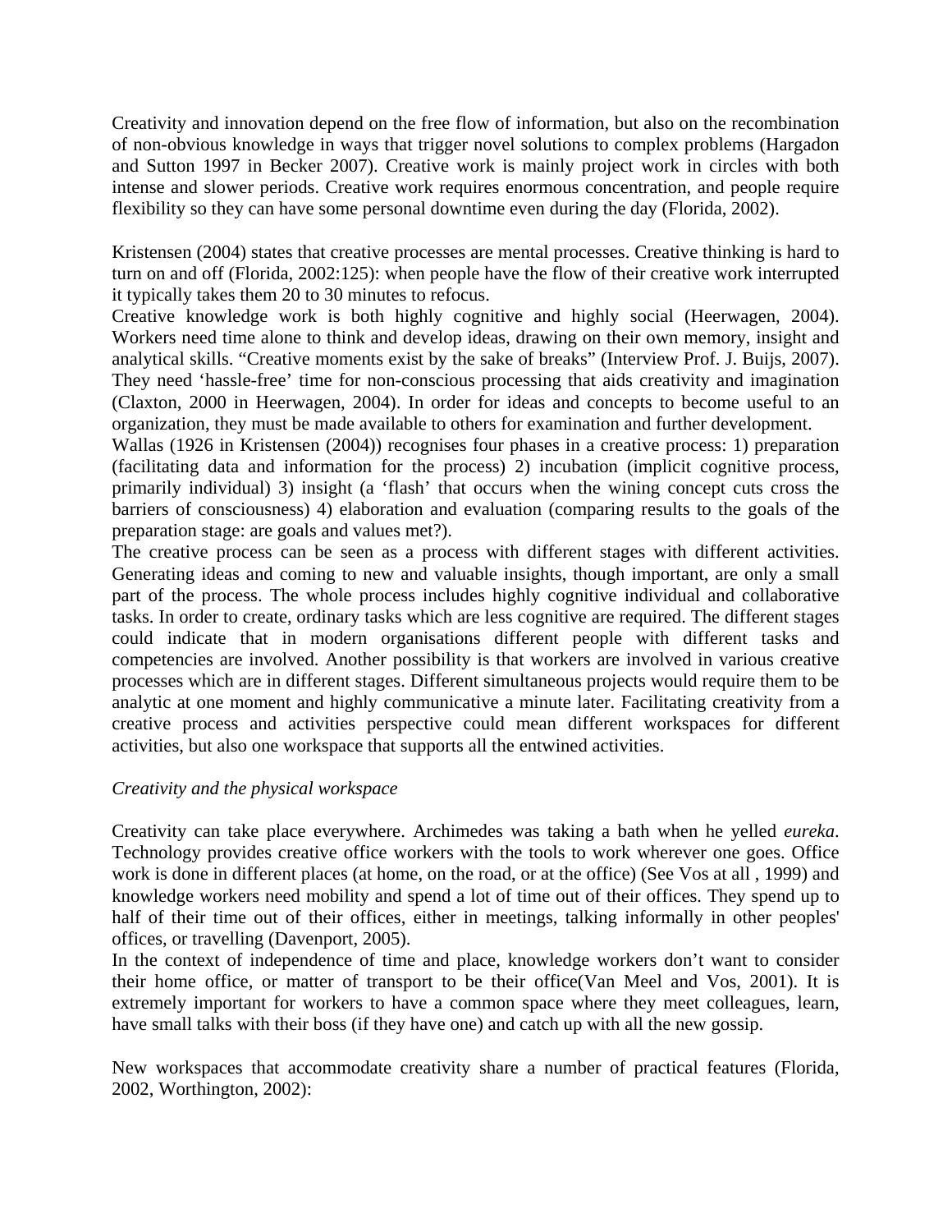Creativity and innovation depend on the free flow of information, but also on the recombination of non-obvious knowledge in ways that trigger novel solutions to complex problems (Hargadon and Sutton 1997 in Becker 2007). Creative work is mainly project work in circles with both intense and slower periods. Creative work requires enormous concentration, and people require flexibility so they can have some personal downtime even during the day (Florida, 2002).

Kristensen (2004) states that creative processes are mental processes. Creative thinking is hard to turn on and off (Florida, 2002:125): when people have the flow of their creative work interrupted it typically takes them 20 to 30 minutes to refocus.

Creative knowledge work is both highly cognitive and highly social (Heerwagen, 2004). Workers need time alone to think and develop ideas, drawing on their own memory, insight and analytical skills. "Creative moments exist by the sake of breaks" (Interview Prof. J. Buijs, 2007). They need 'hassle-free' time for non-conscious processing that aids creativity and imagination (Claxton, 2000 in Heerwagen, 2004). In order for ideas and concepts to become useful to an organization, they must be made available to others for examination and further development.

Wallas (1926 in Kristensen (2004)) recognises four phases in a creative process: 1) preparation (facilitating data and information for the process) 2) incubation (implicit cognitive process, primarily individual) 3) insight (a 'flash' that occurs when the wining concept cuts cross the barriers of consciousness) 4) elaboration and evaluation (comparing results to the goals of the preparation stage: are goals and values met?).

The creative process can be seen as a process with different stages with different activities. Generating ideas and coming to new and valuable insights, though important, are only a small part of the process. The whole process includes highly cognitive individual and collaborative tasks. In order to create, ordinary tasks which are less cognitive are required. The different stages could indicate that in modern organisations different people with different tasks and competencies are involved. Another possibility is that workers are involved in various creative processes which are in different stages. Different simultaneous projects would require them to be analytic at one moment and highly communicative a minute later. Facilitating creativity from a creative process and activities perspective could mean different workspaces for different activities, but also one workspace that supports all the entwined activities.

*Creativity and the physical workspace*

Creativity can take place everywhere. Archimedes was taking a bath when he yelled *eureka*. Technology provides creative office workers with the tools to work wherever one goes. Office work is done in different places (at home, on the road, or at the office) (See Vos at all , 1999) and knowledge workers need mobility and spend a lot of time out of their offices. They spend up to half of their time out of their offices, either in meetings, talking informally in other peoples' offices, or travelling (Davenport, 2005).

In the context of independence of time and place, knowledge workers don't want to consider their home office, or matter of transport to be their office(Van Meel and Vos, 2001). It is extremely important for workers to have a common space where they meet colleagues, learn, have small talks with their boss (if they have one) and catch up with all the new gossip.

New workspaces that accommodate creativity share a number of practical features (Florida, 2002, Worthington, 2002):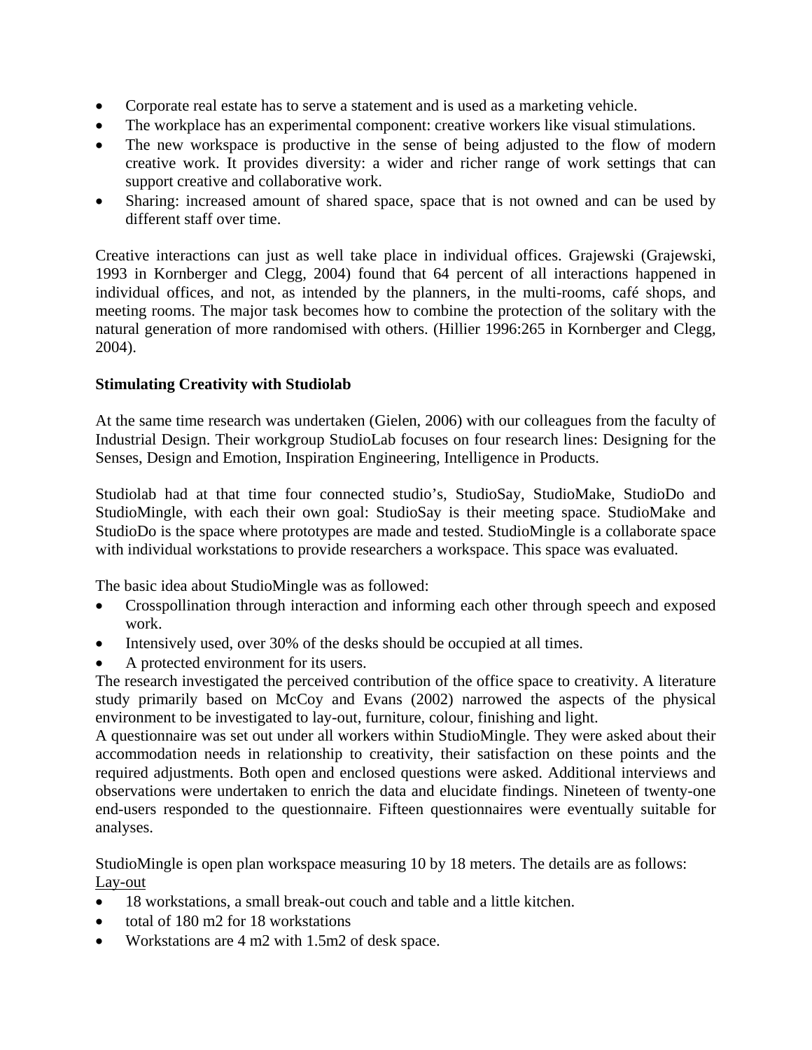- Corporate real estate has to serve a statement and is used as a marketing vehicle.
- The workplace has an experimental component: creative workers like visual stimulations.
- The new workspace is productive in the sense of being adjusted to the flow of modern creative work. It provides diversity: a wider and richer range of work settings that can support creative and collaborative work.
- Sharing: increased amount of shared space, space that is not owned and can be used by different staff over time.

Creative interactions can just as well take place in individual offices. Grajewski (Grajewski, 1993 in Kornberger and Clegg, 2004) found that 64 percent of all interactions happened in individual offices, and not, as intended by the planners, in the multi-rooms, café shops, and meeting rooms. The major task becomes how to combine the protection of the solitary with the natural generation of more randomised with others. (Hillier 1996:265 in Kornberger and Clegg, 2004).

**Stimulating Creativity with Studiolab**

At the same time research was undertaken (Gielen, 2006) with our colleagues from the faculty of Industrial Design. Their workgroup StudioLab focuses on four research lines: Designing for the Senses, Design and Emotion, Inspiration Engineering, Intelligence in Products.

Studiolab had at that time four connected studio's, StudioSay, StudioMake, StudioDo and StudioMingle, with each their own goal: StudioSay is their meeting space. StudioMake and StudioDo is the space where prototypes are made and tested. StudioMingle is a collaborate space with individual workstations to provide researchers a workspace. This space was evaluated.

The basic idea about StudioMingle was as followed:

- Crosspollination through interaction and informing each other through speech and exposed work.
- Intensively used, over 30% of the desks should be occupied at all times.
- A protected environment for its users.

The research investigated the perceived contribution of the office space to creativity. A literature study primarily based on McCoy and Evans (2002) narrowed the aspects of the physical environment to be investigated to lay-out, furniture, colour, finishing and light.

A questionnaire was set out under all workers within StudioMingle. They were asked about their accommodation needs in relationship to creativity, their satisfaction on these points and the required adjustments. Both open and enclosed questions were asked. Additional interviews and observations were undertaken to enrich the data and elucidate findings. Nineteen of twenty-one end-users responded to the questionnaire. Fifteen questionnaires were eventually suitable for analyses.

StudioMingle is open plan workspace measuring 10 by 18 meters. The details are as follows:

<u>Lay-out</u>

- 18 workstations, a small break-out couch and table and a little kitchen.
- total of 180 m2 for 18 workstations
- Workstations are 4 m2 with 1.5m2 of desk space.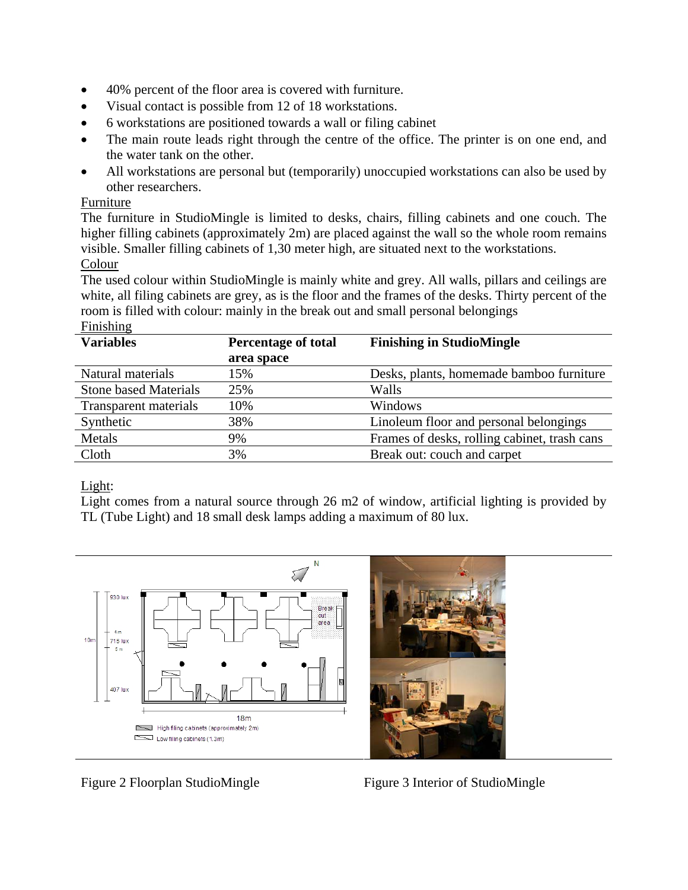- 40% percent of the floor area is covered with furniture.
- Visual contact is possible from 12 of 18 workstations.
- 6 workstations are positioned towards a wall or filing cabinet
- The main route leads right through the centre of the office. The printer is on one end, and the water tank on the other.
- All workstations are personal but (temporarily) unoccupied workstations can also be used by other researchers.

Furniture

The furniture in StudioMingle is limited to desks, chairs, filling cabinets and one couch. The higher filling cabinets (approximately 2m) are placed against the wall so the whole room remains visible. Smaller filling cabinets of 1,30 meter high, are situated next to the workstations.

Colour

The used colour within StudioMingle is mainly white and grey. All walls, pillars and ceilings are white, all filing cabinets are grey, as is the floor and the frames of the desks. Thirty percent of the room is filled with colour: mainly in the break out and small personal belongings

Finishing

| Variables | Percentage of total area space | Finishing in StudioMingle |
|---|---|---|
| Natural materials | 15% | Desks, plants, homemade bamboo furniture |
| Stone based Materials | 25% | Walls |
| Transparent materials | 10% | Windows |
| Synthetic | 38% | Linoleum floor and personal belongings |
| Metals | 9% | Frames of desks, rolling cabinet, trash cans |
| Cloth | 3% | Break out: couch and carpet |

Light:

Light comes from a natural source through 26 m2 of window, artificial lighting is provided by TL (Tube Light) and 18 small desk lamps adding a maximum of 80 lux.

Figure 2 Floorplan StudioMingle

Figure 3 Interior of StudioMingle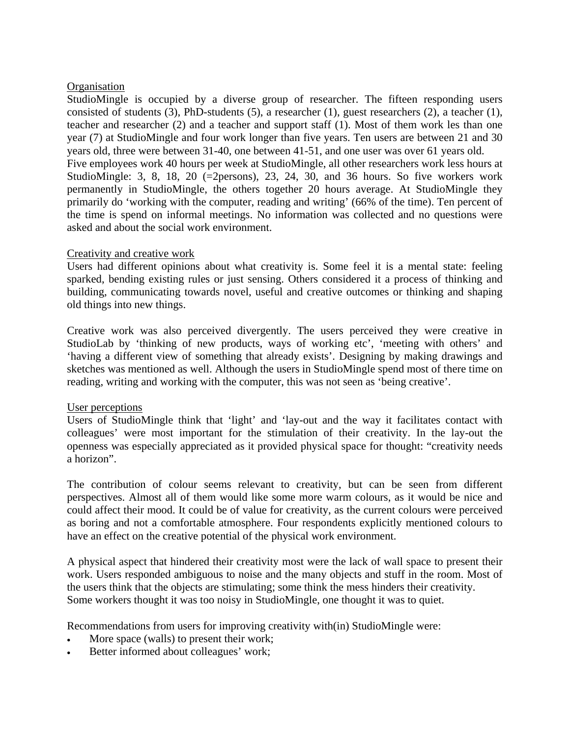<u>Organisation</u>

StudioMingle is occupied by a diverse group of researcher. The fifteen responding users consisted of students (3), PhD-students (5), a researcher (1), guest researchers (2), a teacher (1), teacher and researcher (2) and a teacher and support staff (1). Most of them work les than one year (7) at StudioMingle and four work longer than five years. Ten users are between 21 and 30 years old, three were between 31-40, one between 41-51, and one user was over 61 years old. Five employees work 40 hours per week at StudioMingle, all other researchers work less hours at StudioMingle: 3, 8, 18, 20 (=2persons), 23, 24, 30, and 36 hours. So five workers work permanently in StudioMingle, the others together 20 hours average. At StudioMingle they primarily do 'working with the computer, reading and writing' (66% of the time). Ten percent of the time is spend on informal meetings. No information was collected and no questions were asked and about the social work environment.

<u>Creativity and creative work</u>

Users had different opinions about what creativity is. Some feel it is a mental state: feeling sparked, bending existing rules or just sensing. Others considered it a process of thinking and building, communicating towards novel, useful and creative outcomes or thinking and shaping old things into new things.

Creative work was also perceived divergently. The users perceived they were creative in StudioLab by 'thinking of new products, ways of working etc', 'meeting with others' and 'having a different view of something that already exists'. Designing by making drawings and sketches was mentioned as well. Although the users in StudioMingle spend most of there time on reading, writing and working with the computer, this was not seen as 'being creative'.

<u>User perceptions</u>

Users of StudioMingle think that 'light' and 'lay-out and the way it facilitates contact with colleagues' were most important for the stimulation of their creativity. In the lay-out the openness was especially appreciated as it provided physical space for thought: "creativity needs a horizon".

The contribution of colour seems relevant to creativity, but can be seen from different perspectives. Almost all of them would like some more warm colours, as it would be nice and could affect their mood. It could be of value for creativity, as the current colours were perceived as boring and not a comfortable atmosphere. Four respondents explicitly mentioned colours to have an effect on the creative potential of the physical work environment.

A physical aspect that hindered their creativity most were the lack of wall space to present their work. Users responded ambiguous to noise and the many objects and stuff in the room. Most of the users think that the objects are stimulating; some think the mess hinders their creativity. Some workers thought it was too noisy in StudioMingle, one thought it was to quiet.

Recommendations from users for improving creativity with(in) StudioMingle were:

- More space (walls) to present their work;
- Better informed about colleagues' work;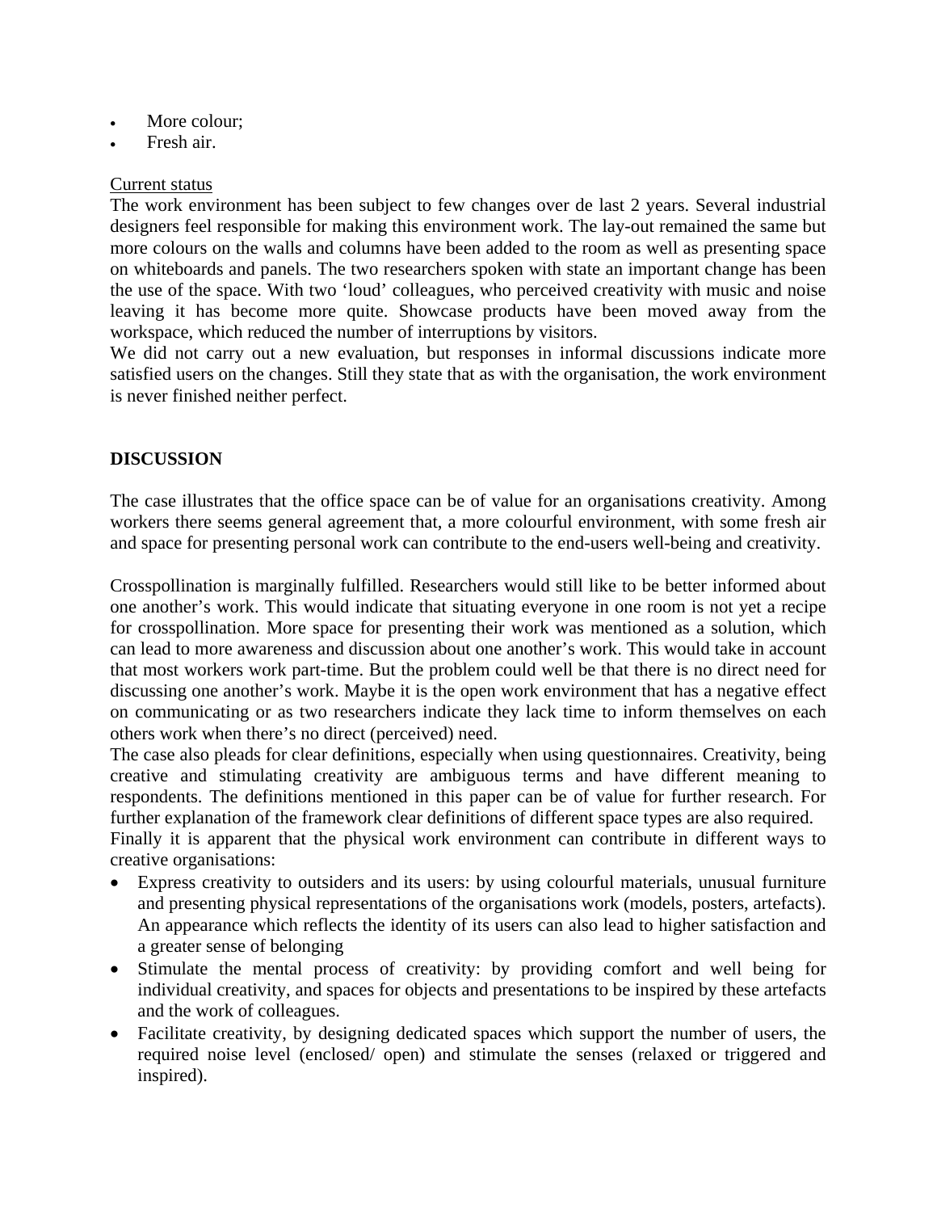- More colour;
- Fresh air.

Current status

The work environment has been subject to few changes over de last 2 years. Several industrial designers feel responsible for making this environment work. The lay-out remained the same but more colours on the walls and columns have been added to the room as well as presenting space on whiteboards and panels. The two researchers spoken with state an important change has been the use of the space. With two 'loud' colleagues, who perceived creativity with music and noise leaving it has become more quite. Showcase products have been moved away from the workspace, which reduced the number of interruptions by visitors.

We did not carry out a new evaluation, but responses in informal discussions indicate more satisfied users on the changes. Still they state that as with the organisation, the work environment is never finished neither perfect.

## DISCUSSION

The case illustrates that the office space can be of value for an organisations creativity. Among workers there seems general agreement that, a more colourful environment, with some fresh air and space for presenting personal work can contribute to the end-users well-being and creativity.

Crosspollination is marginally fulfilled. Researchers would still like to be better informed about one another's work. This would indicate that situating everyone in one room is not yet a recipe for crosspollination. More space for presenting their work was mentioned as a solution, which can lead to more awareness and discussion about one another's work. This would take in account that most workers work part-time. But the problem could well be that there is no direct need for discussing one another's work. Maybe it is the open work environment that has a negative effect on communicating or as two researchers indicate they lack time to inform themselves on each others work when there's no direct (perceived) need.

The case also pleads for clear definitions, especially when using questionnaires. Creativity, being creative and stimulating creativity are ambiguous terms and have different meaning to respondents. The definitions mentioned in this paper can be of value for further research. For further explanation of the framework clear definitions of different space types are also required.

Finally it is apparent that the physical work environment can contribute in different ways to creative organisations:

- Express creativity to outsiders and its users: by using colourful materials, unusual furniture and presenting physical representations of the organisations work (models, posters, artefacts). An appearance which reflects the identity of its users can also lead to higher satisfaction and a greater sense of belonging
- Stimulate the mental process of creativity: by providing comfort and well being for individual creativity, and spaces for objects and presentations to be inspired by these artefacts and the work of colleagues.
- Facilitate creativity, by designing dedicated spaces which support the number of users, the required noise level (enclosed/ open) and stimulate the senses (relaxed or triggered and inspired).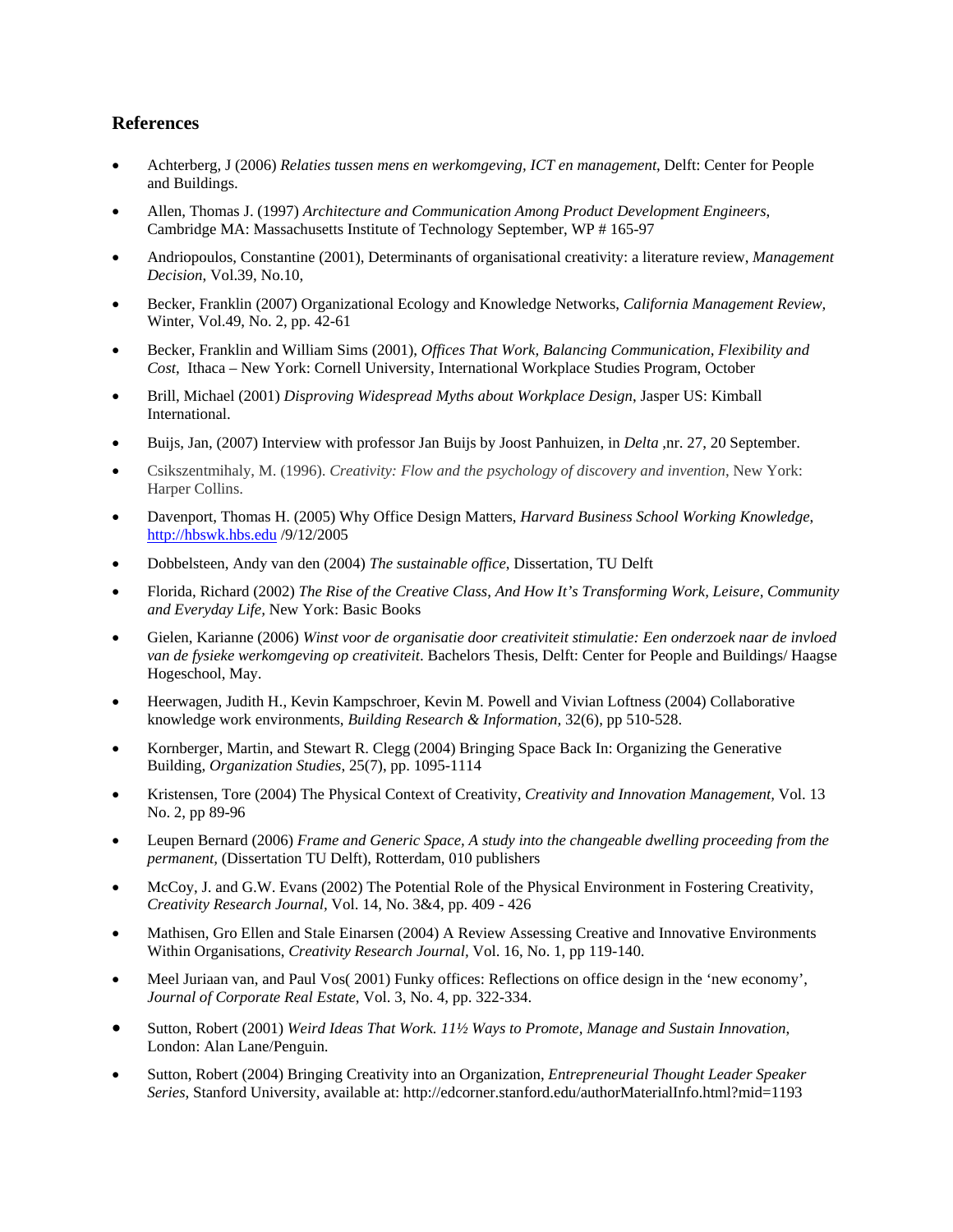## References

- Achterberg, J (2006) *Relaties tussen mens en werkomgeving, ICT en management*, Delft: Center for People and Buildings.
- Allen, Thomas J. (1997) *Architecture and Communication Among Product Development Engineers*, Cambridge MA: Massachusetts Institute of Technology September, WP # 165-97
- Andriopoulos, Constantine (2001), Determinants of organisational creativity: a literature review, *Management Decision*, Vol.39, No.10,
- Becker, Franklin (2007) Organizational Ecology and Knowledge Networks, *California Management Review,* Winter, Vol.49, No. 2, pp. 42-61
- Becker, Franklin and William Sims (2001), *Offices That Work, Balancing Communication, Flexibility and Cost*, Ithaca – New York: Cornell University, International Workplace Studies Program, October
- Brill, Michael (2001) *Disproving Widespread Myths about Workplace Design*, Jasper US: Kimball International.
- Buijs, Jan, (2007) Interview with professor Jan Buijs by Joost Panhuizen, in *Delta* ,nr. 27, 20 September.
- Csikszentmihaly, M. (1996). *Creativity: Flow and the psychology of discovery and invention*, New York: Harper Collins.
- Davenport, Thomas H. (2005) Why Office Design Matters, *Harvard Business School Working Knowledge,* http://hbswk.hbs.edu /9/12/2005
- Dobbelsteen, Andy van den (2004) *The sustainable office*, Dissertation, TU Delft
- Florida, Richard (2002) *The Rise of the Creative Class, And How It's Transforming Work, Leisure, Community and Everyday Life,* New York: Basic Books
- Gielen, Karianne (2006) *Winst voor de organisatie door creativiteit stimulatie: Een onderzoek naar de invloed van de fysieke werkomgeving op creativiteit*. Bachelors Thesis, Delft: Center for People and Buildings/ Haagse Hogeschool, May.
- Heerwagen, Judith H., Kevin Kampschroer, Kevin M. Powell and Vivian Loftness (2004) Collaborative knowledge work environments, *Building Research & Information,* 32(6), pp 510-528.
- Kornberger, Martin, and Stewart R. Clegg (2004) Bringing Space Back In: Organizing the Generative Building, *Organization Studies*, 25(7), pp. 1095-1114
- Kristensen, Tore (2004) The Physical Context of Creativity, *Creativity and Innovation Management*, Vol. 13 No. 2, pp 89-96
- Leupen Bernard (2006) *Frame and Generic Space, A study into the changeable dwelling proceeding from the permanent*, (Dissertation TU Delft), Rotterdam, 010 publishers
- McCoy, J. and G.W. Evans (2002) The Potential Role of the Physical Environment in Fostering Creativity, *Creativity Research Journal*, Vol. 14, No. 3&4, pp. 409 - 426
- Mathisen, Gro Ellen and Stale Einarsen (2004) A Review Assessing Creative and Innovative Environments Within Organisations, *Creativity Research Journal*, Vol. 16, No. 1, pp 119-140.
- Meel Juriaan van, and Paul Vos( 2001) Funky offices: Reflections on office design in the 'new economy', *Journal of Corporate Real Estate*, Vol. 3, No. 4, pp. 322-334.
- Sutton, Robert (2001) *Weird Ideas That Work. 11½ Ways to Promote, Manage and Sustain Innovation,* London: Alan Lane/Penguin.
- Sutton, Robert (2004) Bringing Creativity into an Organization, *Entrepreneurial Thought Leader Speaker Series*, Stanford University, available at: http://edcorner.stanford.edu/authorMaterialInfo.html?mid=1193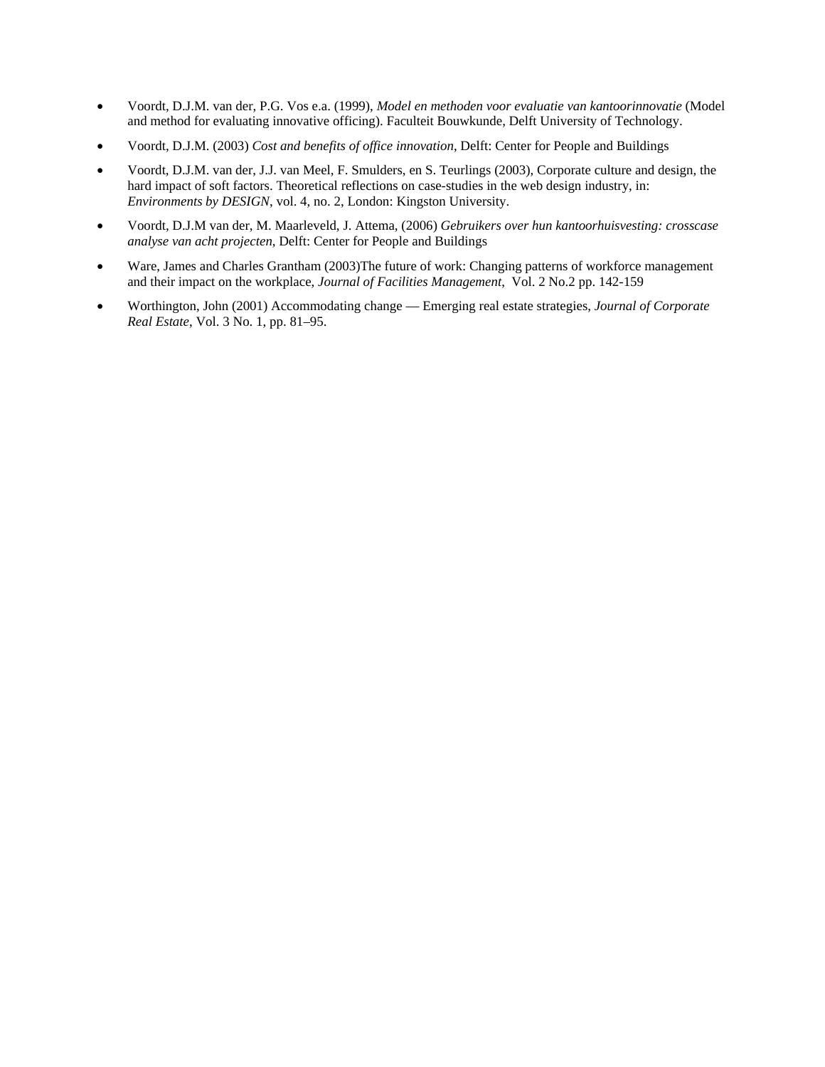- Voordt, D.J.M. van der, P.G. Vos e.a. (1999), *Model en methoden voor evaluatie van kantoorinnovatie* (Model and method for evaluating innovative officing). Faculteit Bouwkunde, Delft University of Technology.
- Voordt, D.J.M. (2003) *Cost and benefits of office innovation*, Delft: Center for People and Buildings
- Voordt, D.J.M. van der, J.J. van Meel, F. Smulders, en S. Teurlings (2003), Corporate culture and design, the hard impact of soft factors. Theoretical reflections on case-studies in the web design industry, in: *Environments by DESIGN*, vol. 4, no. 2, London: Kingston University.
- Voordt, D.J.M van der, M. Maarleveld, J. Attema, (2006) *Gebruikers over hun kantoorhuisvesting: crosscase analyse van acht projecten,* Delft: Center for People and Buildings
- Ware, James and Charles Grantham (2003)The future of work: Changing patterns of workforce management and their impact on the workplace, *Journal of Facilities Management*, Vol. 2 No.2 pp. 142-159
- Worthington, John (2001) Accommodating change — Emerging real estate strategies, *Journal of Corporate Real Estate*, Vol. 3 No. 1, pp. 81–95.